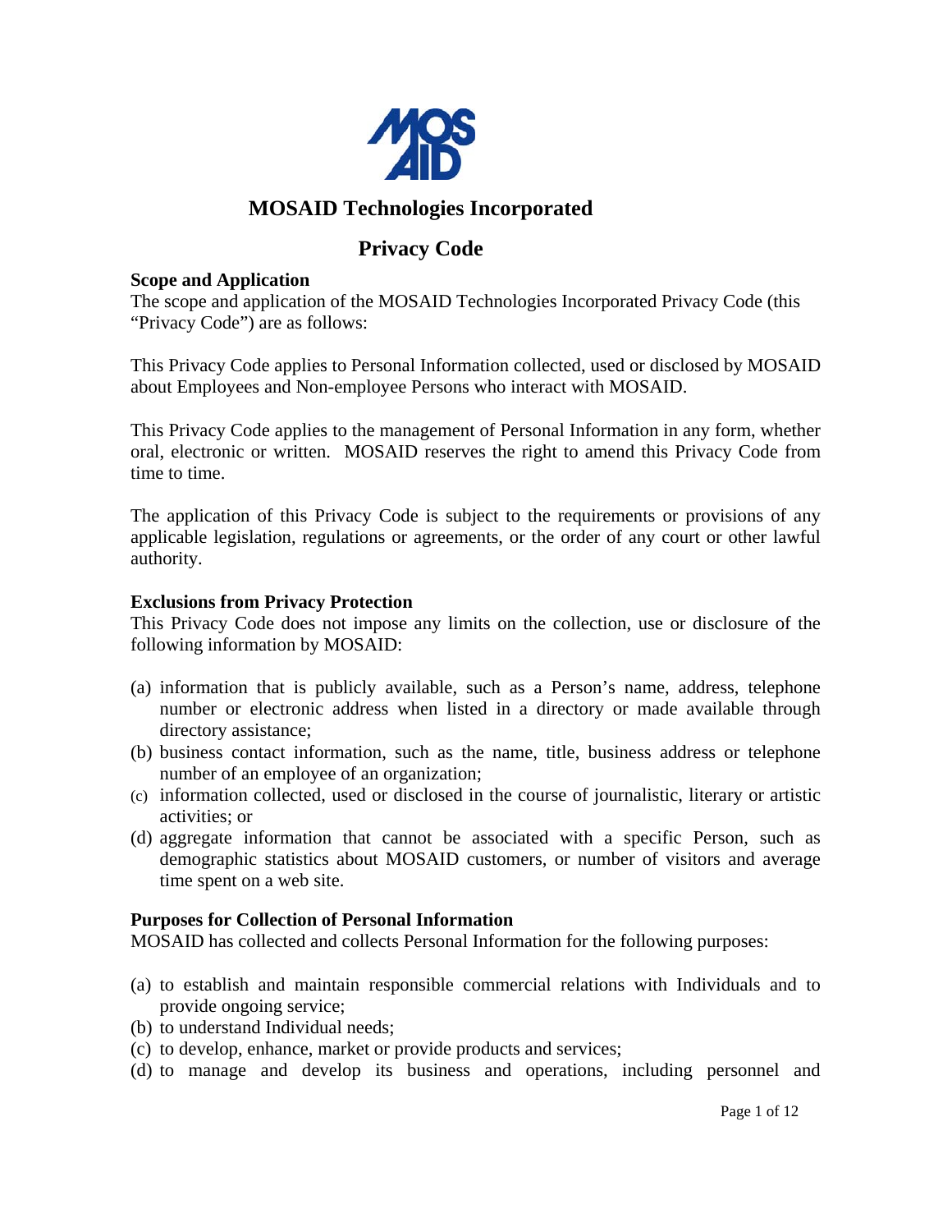# MOSAID Technologies Incorporated

## Privacy Code

### Scope and Application

The scope and application of the MOSAID Technologies Incorporated Privacy Code (this "Privacy Code") are as follows:

This Privacy Code applies to Personal Information collected, used or disclosed by MOSAID about Employees and Non-employee Persons who interact with MOSAID.

This Privacy Code applies to the management of Personal Information in any form, whether oral, electronic or written. MOSAID reserves the right to amend this Privacy Code from time to time.

The application of this Privacy Code is subject to the requirements or provisions of any applicable legislation, regulations or agreements, or the order of any court or other lawful authority.

### Exclusions from Privacy Protection

This Privacy Code does not impose any limits on the collection, use or disclosure of the following information by MOSAID:

(a) information that is publicly available, such as a Person's name, address, telephone number or electronic address when listed in a directory or made available through directory assistance;
(b) business contact information, such as the name, title, business address or telephone number of an employee of an organization;
(c) information collected, used or disclosed in the course of journalistic, literary or artistic activities; or
(d) aggregate information that cannot be associated with a specific Person, such as demographic statistics about MOSAID customers, or number of visitors and average time spent on a web site.

### Purposes for Collection of Personal Information

MOSAID has collected and collects Personal Information for the following purposes:

(a) to establish and maintain responsible commercial relations with Individuals and to provide ongoing service;
(b) to understand Individual needs;
(c) to develop, enhance, market or provide products and services;
(d) to manage and develop its business and operations, including personnel and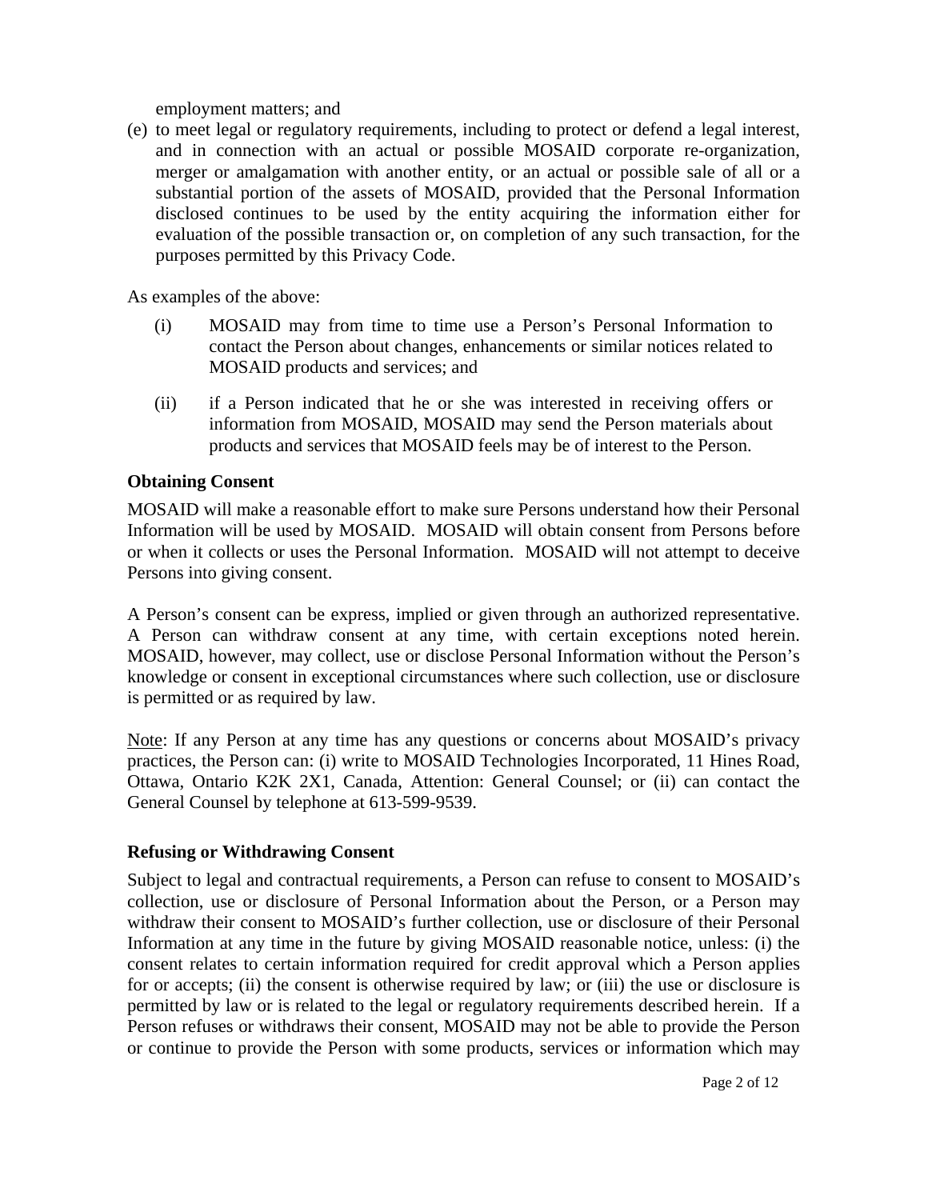employment matters; and

(e) to meet legal or regulatory requirements, including to protect or defend a legal interest, and in connection with an actual or possible MOSAID corporate re-organization, merger or amalgamation with another entity, or an actual or possible sale of all or a substantial portion of the assets of MOSAID, provided that the Personal Information disclosed continues to be used by the entity acquiring the information either for evaluation of the possible transaction or, on completion of any such transaction, for the purposes permitted by this Privacy Code.

As examples of the above:

(i) MOSAID may from time to time use a Person's Personal Information to contact the Person about changes, enhancements or similar notices related to MOSAID products and services; and

(ii) if a Person indicated that he or she was interested in receiving offers or information from MOSAID, MOSAID may send the Person materials about products and services that MOSAID feels may be of interest to the Person.

**Obtaining Consent**

MOSAID will make a reasonable effort to make sure Persons understand how their Personal Information will be used by MOSAID. MOSAID will obtain consent from Persons before or when it collects or uses the Personal Information. MOSAID will not attempt to deceive Persons into giving consent.

A Person's consent can be express, implied or given through an authorized representative. A Person can withdraw consent at any time, with certain exceptions noted herein. MOSAID, however, may collect, use or disclose Personal Information without the Person's knowledge or consent in exceptional circumstances where such collection, use or disclosure is permitted or as required by law.

Note: If any Person at any time has any questions or concerns about MOSAID's privacy practices, the Person can: (i) write to MOSAID Technologies Incorporated, 11 Hines Road, Ottawa, Ontario K2K 2X1, Canada, Attention: General Counsel; or (ii) can contact the General Counsel by telephone at 613-599-9539.

**Refusing or Withdrawing Consent**

Subject to legal and contractual requirements, a Person can refuse to consent to MOSAID's collection, use or disclosure of Personal Information about the Person, or a Person may withdraw their consent to MOSAID's further collection, use or disclosure of their Personal Information at any time in the future by giving MOSAID reasonable notice, unless: (i) the consent relates to certain information required for credit approval which a Person applies for or accepts; (ii) the consent is otherwise required by law; or (iii) the use or disclosure is permitted by law or is related to the legal or regulatory requirements described herein. If a Person refuses or withdraws their consent, MOSAID may not be able to provide the Person or continue to provide the Person with some products, services or information which may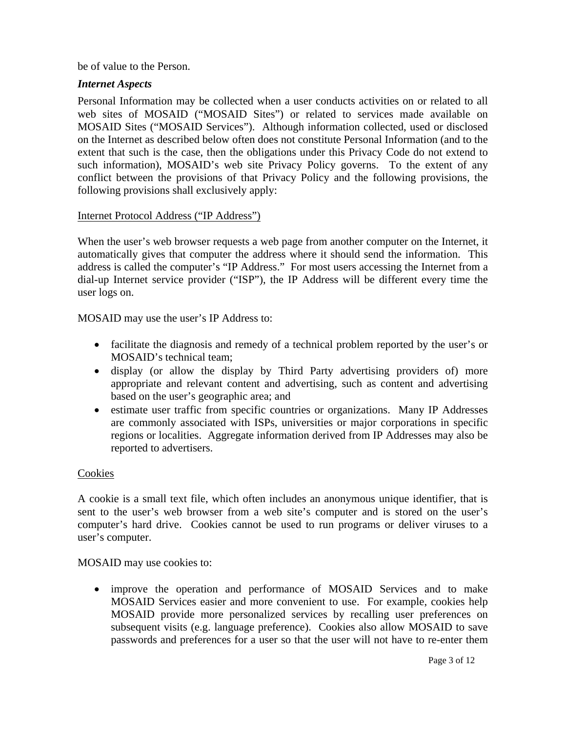be of value to the Person.

***Internet Aspects***

Personal Information may be collected when a user conducts activities on or related to all web sites of MOSAID ("MOSAID Sites") or related to services made available on MOSAID Sites ("MOSAID Services"). Although information collected, used or disclosed on the Internet as described below often does not constitute Personal Information (and to the extent that such is the case, then the obligations under this Privacy Code do not extend to such information), MOSAID's web site Privacy Policy governs. To the extent of any conflict between the provisions of that Privacy Policy and the following provisions, the following provisions shall exclusively apply:

<u>Internet Protocol Address ("IP Address")</u>

When the user's web browser requests a web page from another computer on the Internet, it automatically gives that computer the address where it should send the information. This address is called the computer's "IP Address." For most users accessing the Internet from a dial-up Internet service provider ("ISP"), the IP Address will be different every time the user logs on.

MOSAID may use the user's IP Address to:

- facilitate the diagnosis and remedy of a technical problem reported by the user's or MOSAID's technical team;
- display (or allow the display by Third Party advertising providers of) more appropriate and relevant content and advertising, such as content and advertising based on the user's geographic area; and
- estimate user traffic from specific countries or organizations. Many IP Addresses are commonly associated with ISPs, universities or major corporations in specific regions or localities. Aggregate information derived from IP Addresses may also be reported to advertisers.

<u>Cookies</u>

A cookie is a small text file, which often includes an anonymous unique identifier, that is sent to the user's web browser from a web site's computer and is stored on the user's computer's hard drive. Cookies cannot be used to run programs or deliver viruses to a user's computer.

MOSAID may use cookies to:

- improve the operation and performance of MOSAID Services and to make MOSAID Services easier and more convenient to use. For example, cookies help MOSAID provide more personalized services by recalling user preferences on subsequent visits (e.g. language preference). Cookies also allow MOSAID to save passwords and preferences for a user so that the user will not have to re-enter them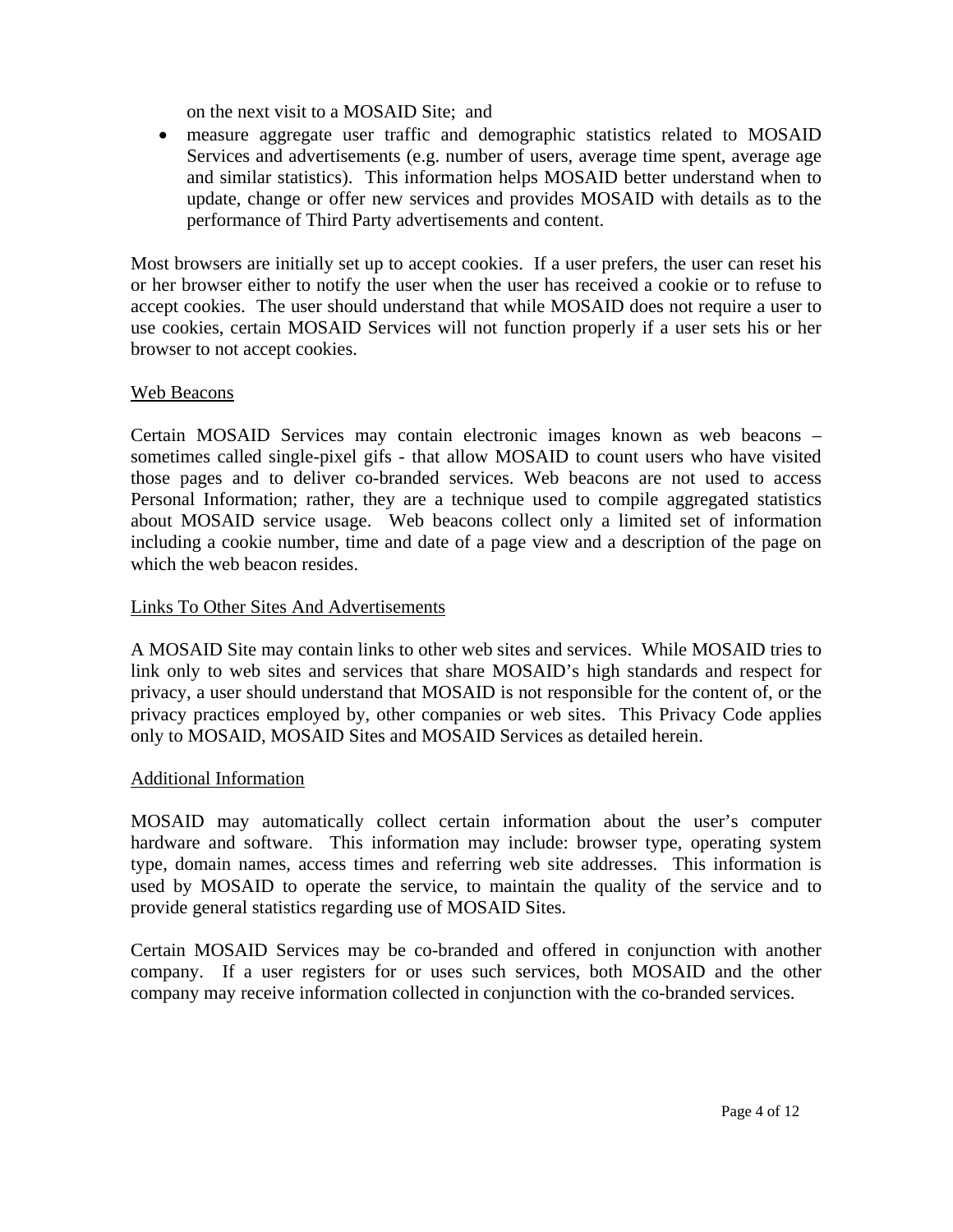on the next visit to a MOSAID Site; and

- measure aggregate user traffic and demographic statistics related to MOSAID Services and advertisements (e.g. number of users, average time spent, average age and similar statistics). This information helps MOSAID better understand when to update, change or offer new services and provides MOSAID with details as to the performance of Third Party advertisements and content.

Most browsers are initially set up to accept cookies. If a user prefers, the user can reset his or her browser either to notify the user when the user has received a cookie or to refuse to accept cookies. The user should understand that while MOSAID does not require a user to use cookies, certain MOSAID Services will not function properly if a user sets his or her browser to not accept cookies.

<u>Web Beacons</u>

Certain MOSAID Services may contain electronic images known as web beacons – sometimes called single-pixel gifs - that allow MOSAID to count users who have visited those pages and to deliver co-branded services. Web beacons are not used to access Personal Information; rather, they are a technique used to compile aggregated statistics about MOSAID service usage. Web beacons collect only a limited set of information including a cookie number, time and date of a page view and a description of the page on which the web beacon resides.

<u>Links To Other Sites And Advertisements</u>

A MOSAID Site may contain links to other web sites and services. While MOSAID tries to link only to web sites and services that share MOSAID's high standards and respect for privacy, a user should understand that MOSAID is not responsible for the content of, or the privacy practices employed by, other companies or web sites. This Privacy Code applies only to MOSAID, MOSAID Sites and MOSAID Services as detailed herein.

<u>Additional Information</u>

MOSAID may automatically collect certain information about the user's computer hardware and software. This information may include: browser type, operating system type, domain names, access times and referring web site addresses. This information is used by MOSAID to operate the service, to maintain the quality of the service and to provide general statistics regarding use of MOSAID Sites.

Certain MOSAID Services may be co-branded and offered in conjunction with another company. If a user registers for or uses such services, both MOSAID and the other company may receive information collected in conjunction with the co-branded services.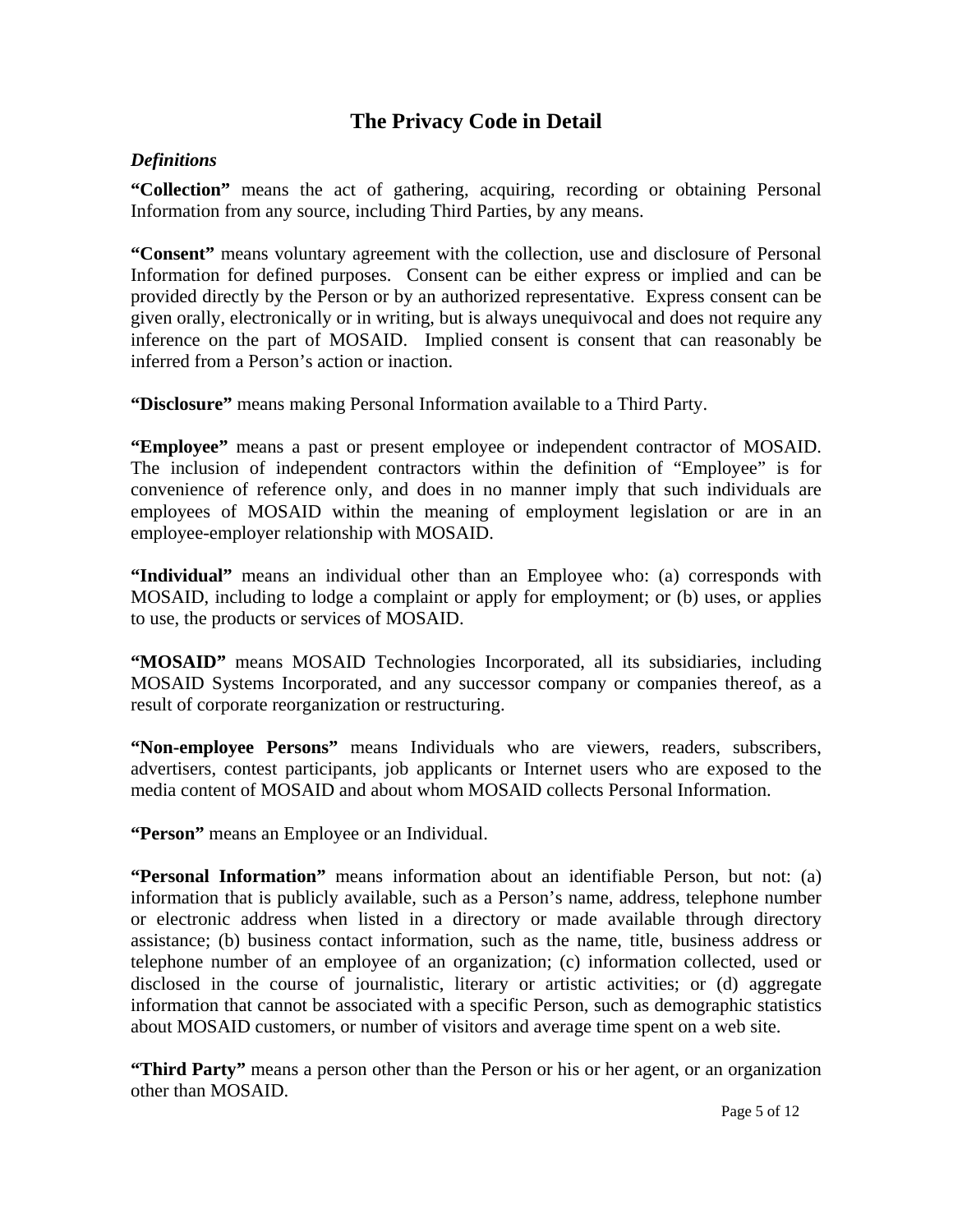# The Privacy Code in Detail

## *Definitions*

**"Collection"** means the act of gathering, acquiring, recording or obtaining Personal Information from any source, including Third Parties, by any means.

**"Consent"** means voluntary agreement with the collection, use and disclosure of Personal Information for defined purposes. Consent can be either express or implied and can be provided directly by the Person or by an authorized representative. Express consent can be given orally, electronically or in writing, but is always unequivocal and does not require any inference on the part of MOSAID. Implied consent is consent that can reasonably be inferred from a Person's action or inaction.

**"Disclosure"** means making Personal Information available to a Third Party.

**"Employee"** means a past or present employee or independent contractor of MOSAID. The inclusion of independent contractors within the definition of "Employee" is for convenience of reference only, and does in no manner imply that such individuals are employees of MOSAID within the meaning of employment legislation or are in an employee-employer relationship with MOSAID.

**"Individual"** means an individual other than an Employee who: (a) corresponds with MOSAID, including to lodge a complaint or apply for employment; or (b) uses, or applies to use, the products or services of MOSAID.

**"MOSAID"** means MOSAID Technologies Incorporated, all its subsidiaries, including MOSAID Systems Incorporated, and any successor company or companies thereof, as a result of corporate reorganization or restructuring.

**"Non-employee Persons"** means Individuals who are viewers, readers, subscribers, advertisers, contest participants, job applicants or Internet users who are exposed to the media content of MOSAID and about whom MOSAID collects Personal Information.

**"Person"** means an Employee or an Individual.

**"Personal Information"** means information about an identifiable Person, but not: (a) information that is publicly available, such as a Person's name, address, telephone number or electronic address when listed in a directory or made available through directory assistance; (b) business contact information, such as the name, title, business address or telephone number of an employee of an organization; (c) information collected, used or disclosed in the course of journalistic, literary or artistic activities; or (d) aggregate information that cannot be associated with a specific Person, such as demographic statistics about MOSAID customers, or number of visitors and average time spent on a web site.

**"Third Party"** means a person other than the Person or his or her agent, or an organization other than MOSAID.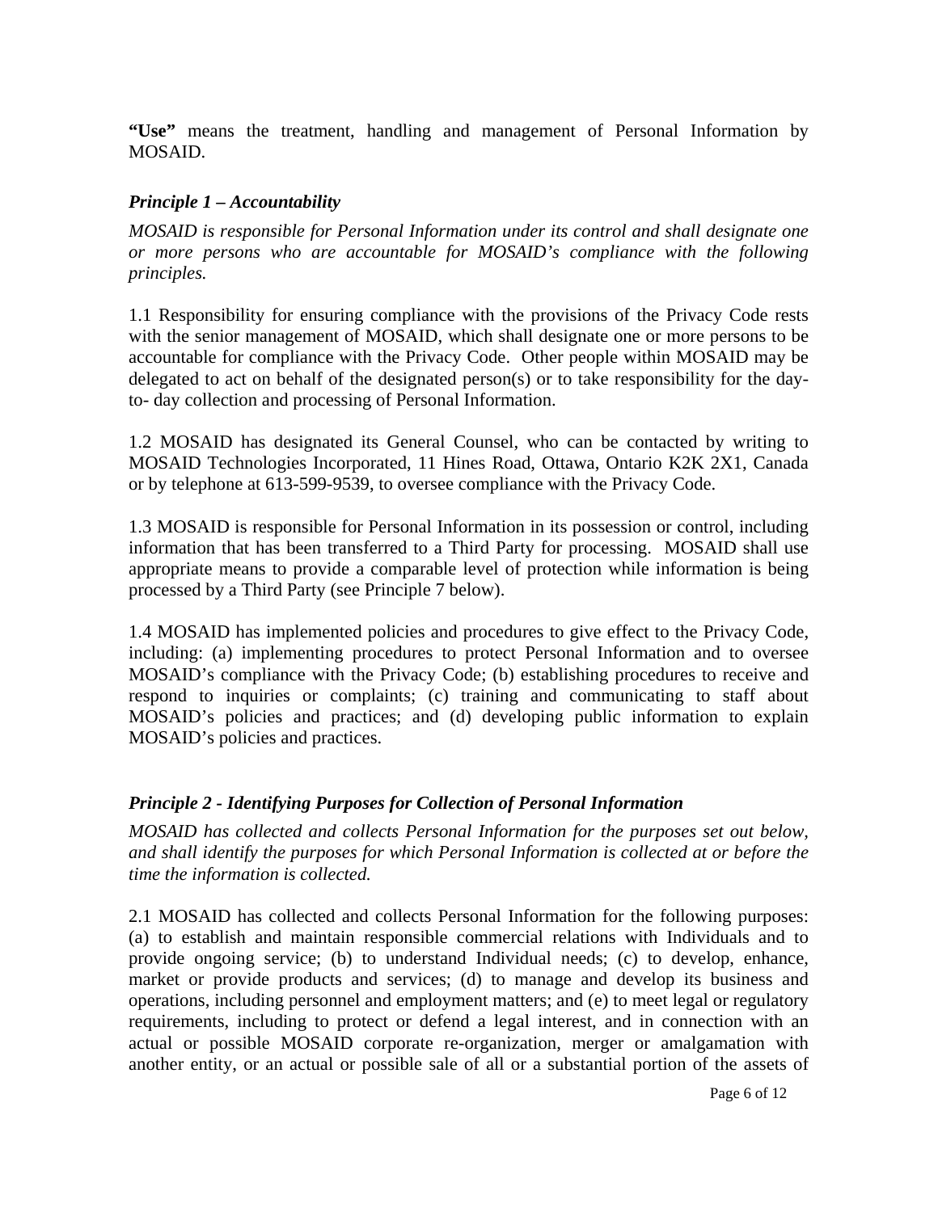**“Use”** means the treatment, handling and management of Personal Information by MOSAID.

### *Principle 1 – Accountability*

*MOSAID is responsible for Personal Information under its control and shall designate one or more persons who are accountable for MOSAID’s compliance with the following principles.*

1.1 Responsibility for ensuring compliance with the provisions of the Privacy Code rests with the senior management of MOSAID, which shall designate one or more persons to be accountable for compliance with the Privacy Code. Other people within MOSAID may be delegated to act on behalf of the designated person(s) or to take responsibility for the day-to- day collection and processing of Personal Information.

1.2 MOSAID has designated its General Counsel, who can be contacted by writing to MOSAID Technologies Incorporated, 11 Hines Road, Ottawa, Ontario K2K 2X1, Canada or by telephone at 613-599-9539, to oversee compliance with the Privacy Code.

1.3 MOSAID is responsible for Personal Information in its possession or control, including information that has been transferred to a Third Party for processing. MOSAID shall use appropriate means to provide a comparable level of protection while information is being processed by a Third Party (see Principle 7 below).

1.4 MOSAID has implemented policies and procedures to give effect to the Privacy Code, including: (a) implementing procedures to protect Personal Information and to oversee MOSAID’s compliance with the Privacy Code; (b) establishing procedures to receive and respond to inquiries or complaints; (c) training and communicating to staff about MOSAID’s policies and practices; and (d) developing public information to explain MOSAID’s policies and practices.

### *Principle 2 - Identifying Purposes for Collection of Personal Information*

*MOSAID has collected and collects Personal Information for the purposes set out below, and shall identify the purposes for which Personal Information is collected at or before the time the information is collected.*

2.1 MOSAID has collected and collects Personal Information for the following purposes: (a) to establish and maintain responsible commercial relations with Individuals and to provide ongoing service; (b) to understand Individual needs; (c) to develop, enhance, market or provide products and services; (d) to manage and develop its business and operations, including personnel and employment matters; and (e) to meet legal or regulatory requirements, including to protect or defend a legal interest, and in connection with an actual or possible MOSAID corporate re-organization, merger or amalgamation with another entity, or an actual or possible sale of all or a substantial portion of the assets of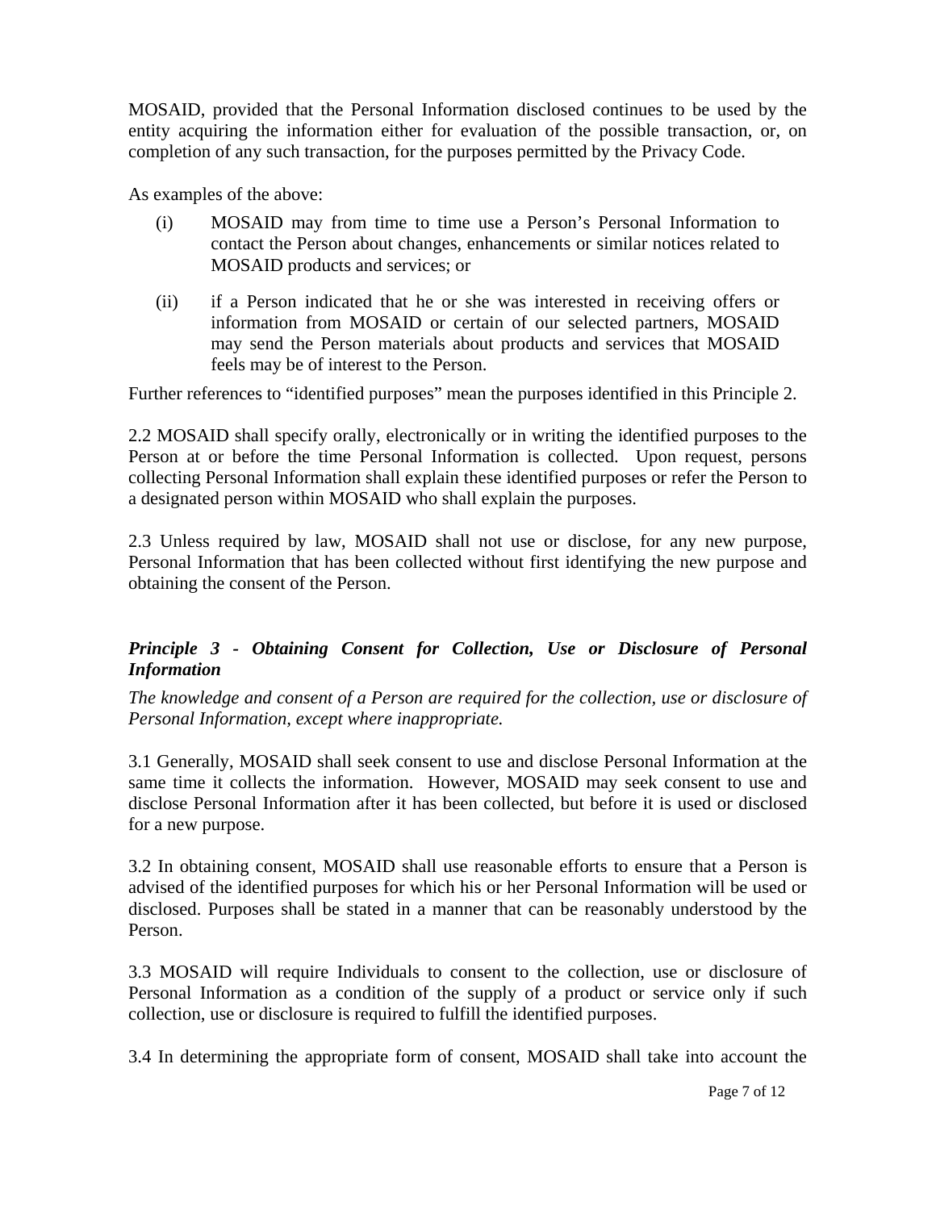MOSAID, provided that the Personal Information disclosed continues to be used by the entity acquiring the information either for evaluation of the possible transaction, or, on completion of any such transaction, for the purposes permitted by the Privacy Code.

As examples of the above:

(i) MOSAID may from time to time use a Person's Personal Information to contact the Person about changes, enhancements or similar notices related to MOSAID products and services; or

(ii) if a Person indicated that he or she was interested in receiving offers or information from MOSAID or certain of our selected partners, MOSAID may send the Person materials about products and services that MOSAID feels may be of interest to the Person.

Further references to "identified purposes" mean the purposes identified in this Principle 2.

2.2 MOSAID shall specify orally, electronically or in writing the identified purposes to the Person at or before the time Personal Information is collected. Upon request, persons collecting Personal Information shall explain these identified purposes or refer the Person to a designated person within MOSAID who shall explain the purposes.

2.3 Unless required by law, MOSAID shall not use or disclose, for any new purpose, Personal Information that has been collected without first identifying the new purpose and obtaining the consent of the Person.

***Principle 3 - Obtaining Consent for Collection, Use or Disclosure of Personal Information***

*The knowledge and consent of a Person are required for the collection, use or disclosure of Personal Information, except where inappropriate.*

3.1 Generally, MOSAID shall seek consent to use and disclose Personal Information at the same time it collects the information. However, MOSAID may seek consent to use and disclose Personal Information after it has been collected, but before it is used or disclosed for a new purpose.

3.2 In obtaining consent, MOSAID shall use reasonable efforts to ensure that a Person is advised of the identified purposes for which his or her Personal Information will be used or disclosed. Purposes shall be stated in a manner that can be reasonably understood by the Person.

3.3 MOSAID will require Individuals to consent to the collection, use or disclosure of Personal Information as a condition of the supply of a product or service only if such collection, use or disclosure is required to fulfill the identified purposes.

3.4 In determining the appropriate form of consent, MOSAID shall take into account the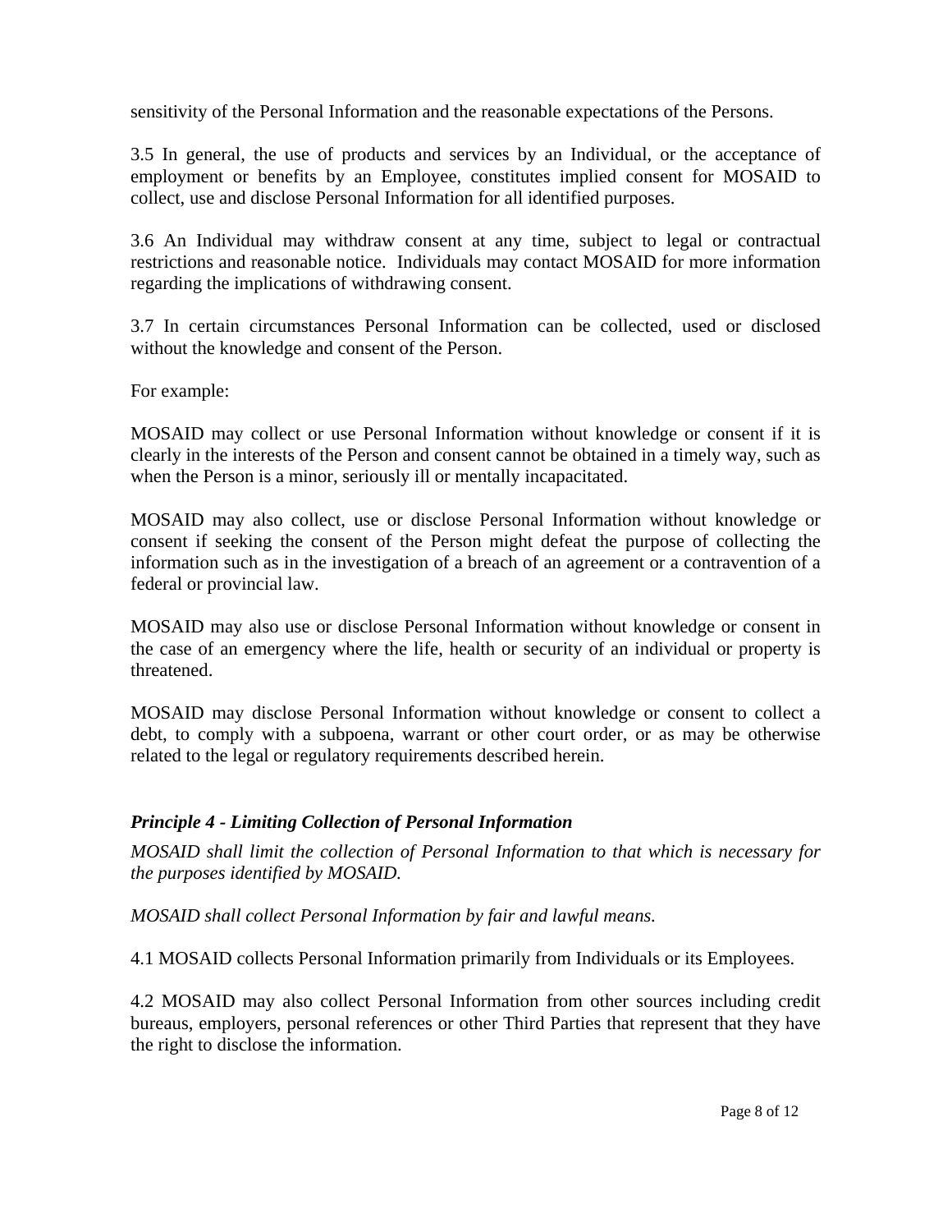sensitivity of the Personal Information and the reasonable expectations of the Persons.

3.5 In general, the use of products and services by an Individual, or the acceptance of employment or benefits by an Employee, constitutes implied consent for MOSAID to collect, use and disclose Personal Information for all identified purposes.

3.6 An Individual may withdraw consent at any time, subject to legal or contractual restrictions and reasonable notice. Individuals may contact MOSAID for more information regarding the implications of withdrawing consent.

3.7 In certain circumstances Personal Information can be collected, used or disclosed without the knowledge and consent of the Person.

For example:

MOSAID may collect or use Personal Information without knowledge or consent if it is clearly in the interests of the Person and consent cannot be obtained in a timely way, such as when the Person is a minor, seriously ill or mentally incapacitated.

MOSAID may also collect, use or disclose Personal Information without knowledge or consent if seeking the consent of the Person might defeat the purpose of collecting the information such as in the investigation of a breach of an agreement or a contravention of a federal or provincial law.

MOSAID may also use or disclose Personal Information without knowledge or consent in the case of an emergency where the life, health or security of an individual or property is threatened.

MOSAID may disclose Personal Information without knowledge or consent to collect a debt, to comply with a subpoena, warrant or other court order, or as may be otherwise related to the legal or regulatory requirements described herein.

### *Principle 4 - Limiting Collection of Personal Information*

*MOSAID shall limit the collection of Personal Information to that which is necessary for the purposes identified by MOSAID.*

*MOSAID shall collect Personal Information by fair and lawful means.*

4.1 MOSAID collects Personal Information primarily from Individuals or its Employees.

4.2 MOSAID may also collect Personal Information from other sources including credit bureaus, employers, personal references or other Third Parties that represent that they have the right to disclose the information.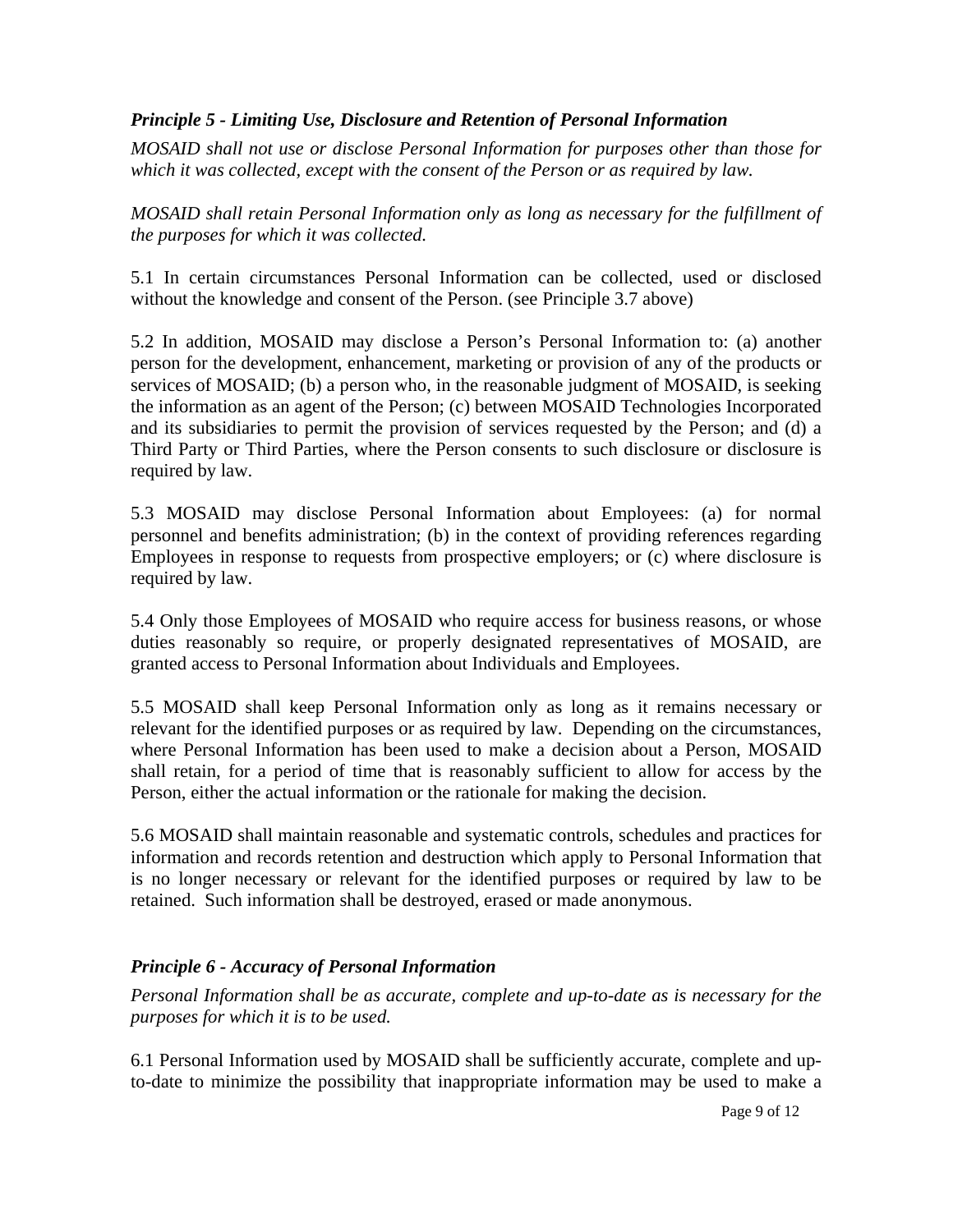### *Principle 5 - Limiting Use, Disclosure and Retention of Personal Information*

*MOSAID shall not use or disclose Personal Information for purposes other than those for which it was collected, except with the consent of the Person or as required by law.*

*MOSAID shall retain Personal Information only as long as necessary for the fulfillment of the purposes for which it was collected.*

5.1 In certain circumstances Personal Information can be collected, used or disclosed without the knowledge and consent of the Person. (see Principle 3.7 above)

5.2 In addition, MOSAID may disclose a Person's Personal Information to: (a) another person for the development, enhancement, marketing or provision of any of the products or services of MOSAID; (b) a person who, in the reasonable judgment of MOSAID, is seeking the information as an agent of the Person; (c) between MOSAID Technologies Incorporated and its subsidiaries to permit the provision of services requested by the Person; and (d) a Third Party or Third Parties, where the Person consents to such disclosure or disclosure is required by law.

5.3 MOSAID may disclose Personal Information about Employees: (a) for normal personnel and benefits administration; (b) in the context of providing references regarding Employees in response to requests from prospective employers; or (c) where disclosure is required by law.

5.4 Only those Employees of MOSAID who require access for business reasons, or whose duties reasonably so require, or properly designated representatives of MOSAID, are granted access to Personal Information about Individuals and Employees.

5.5 MOSAID shall keep Personal Information only as long as it remains necessary or relevant for the identified purposes or as required by law. Depending on the circumstances, where Personal Information has been used to make a decision about a Person, MOSAID shall retain, for a period of time that is reasonably sufficient to allow for access by the Person, either the actual information or the rationale for making the decision.

5.6 MOSAID shall maintain reasonable and systematic controls, schedules and practices for information and records retention and destruction which apply to Personal Information that is no longer necessary or relevant for the identified purposes or required by law to be retained. Such information shall be destroyed, erased or made anonymous.

### *Principle 6 - Accuracy of Personal Information*

*Personal Information shall be as accurate, complete and up-to-date as is necessary for the purposes for which it is to be used.*

6.1 Personal Information used by MOSAID shall be sufficiently accurate, complete and up-to-date to minimize the possibility that inappropriate information may be used to make a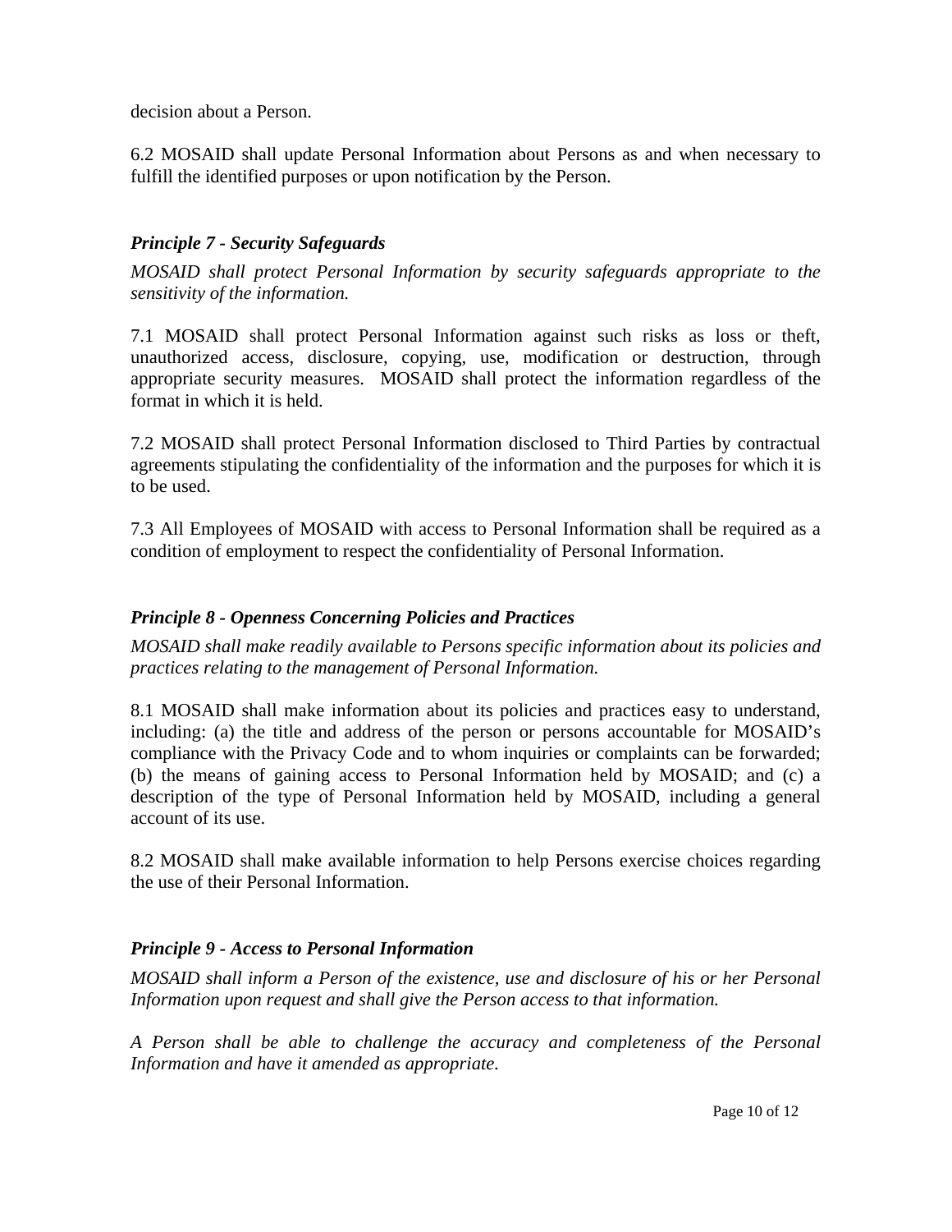decision about a Person.

6.2 MOSAID shall update Personal Information about Persons as and when necessary to fulfill the identified purposes or upon notification by the Person.

### *Principle 7 - Security Safeguards*

*MOSAID shall protect Personal Information by security safeguards appropriate to the sensitivity of the information.*

7.1 MOSAID shall protect Personal Information against such risks as loss or theft, unauthorized access, disclosure, copying, use, modification or destruction, through appropriate security measures. MOSAID shall protect the information regardless of the format in which it is held.

7.2 MOSAID shall protect Personal Information disclosed to Third Parties by contractual agreements stipulating the confidentiality of the information and the purposes for which it is to be used.

7.3 All Employees of MOSAID with access to Personal Information shall be required as a condition of employment to respect the confidentiality of Personal Information.

### *Principle 8 - Openness Concerning Policies and Practices*

*MOSAID shall make readily available to Persons specific information about its policies and practices relating to the management of Personal Information.*

8.1 MOSAID shall make information about its policies and practices easy to understand, including: (a) the title and address of the person or persons accountable for MOSAID's compliance with the Privacy Code and to whom inquiries or complaints can be forwarded; (b) the means of gaining access to Personal Information held by MOSAID; and (c) a description of the type of Personal Information held by MOSAID, including a general account of its use.

8.2 MOSAID shall make available information to help Persons exercise choices regarding the use of their Personal Information.

### *Principle 9 - Access to Personal Information*

*MOSAID shall inform a Person of the existence, use and disclosure of his or her Personal Information upon request and shall give the Person access to that information.*

*A Person shall be able to challenge the accuracy and completeness of the Personal Information and have it amended as appropriate.*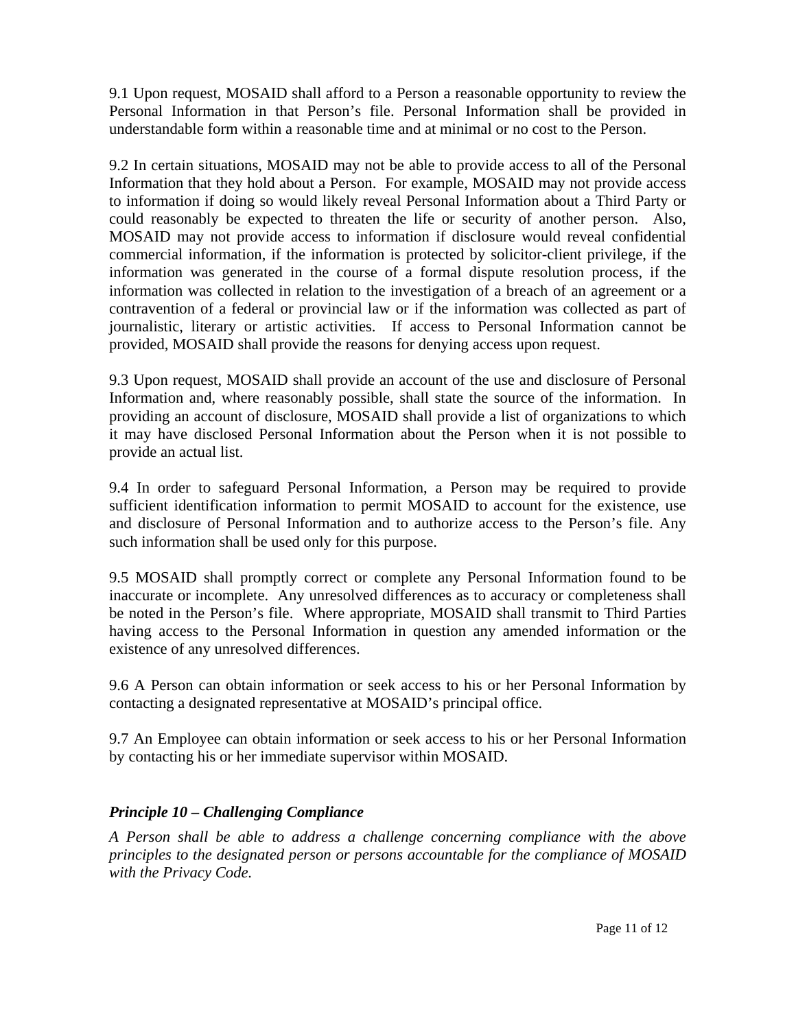9.1 Upon request, MOSAID shall afford to a Person a reasonable opportunity to review the Personal Information in that Person's file. Personal Information shall be provided in understandable form within a reasonable time and at minimal or no cost to the Person.

9.2 In certain situations, MOSAID may not be able to provide access to all of the Personal Information that they hold about a Person. For example, MOSAID may not provide access to information if doing so would likely reveal Personal Information about a Third Party or could reasonably be expected to threaten the life or security of another person. Also, MOSAID may not provide access to information if disclosure would reveal confidential commercial information, if the information is protected by solicitor-client privilege, if the information was generated in the course of a formal dispute resolution process, if the information was collected in relation to the investigation of a breach of an agreement or a contravention of a federal or provincial law or if the information was collected as part of journalistic, literary or artistic activities. If access to Personal Information cannot be provided, MOSAID shall provide the reasons for denying access upon request.

9.3 Upon request, MOSAID shall provide an account of the use and disclosure of Personal Information and, where reasonably possible, shall state the source of the information. In providing an account of disclosure, MOSAID shall provide a list of organizations to which it may have disclosed Personal Information about the Person when it is not possible to provide an actual list.

9.4 In order to safeguard Personal Information, a Person may be required to provide sufficient identification information to permit MOSAID to account for the existence, use and disclosure of Personal Information and to authorize access to the Person's file. Any such information shall be used only for this purpose.

9.5 MOSAID shall promptly correct or complete any Personal Information found to be inaccurate or incomplete. Any unresolved differences as to accuracy or completeness shall be noted in the Person's file. Where appropriate, MOSAID shall transmit to Third Parties having access to the Personal Information in question any amended information or the existence of any unresolved differences.

9.6 A Person can obtain information or seek access to his or her Personal Information by contacting a designated representative at MOSAID's principal office.

9.7 An Employee can obtain information or seek access to his or her Personal Information by contacting his or her immediate supervisor within MOSAID.

### *Principle 10 – Challenging Compliance*

*A Person shall be able to address a challenge concerning compliance with the above principles to the designated person or persons accountable for the compliance of MOSAID with the Privacy Code.*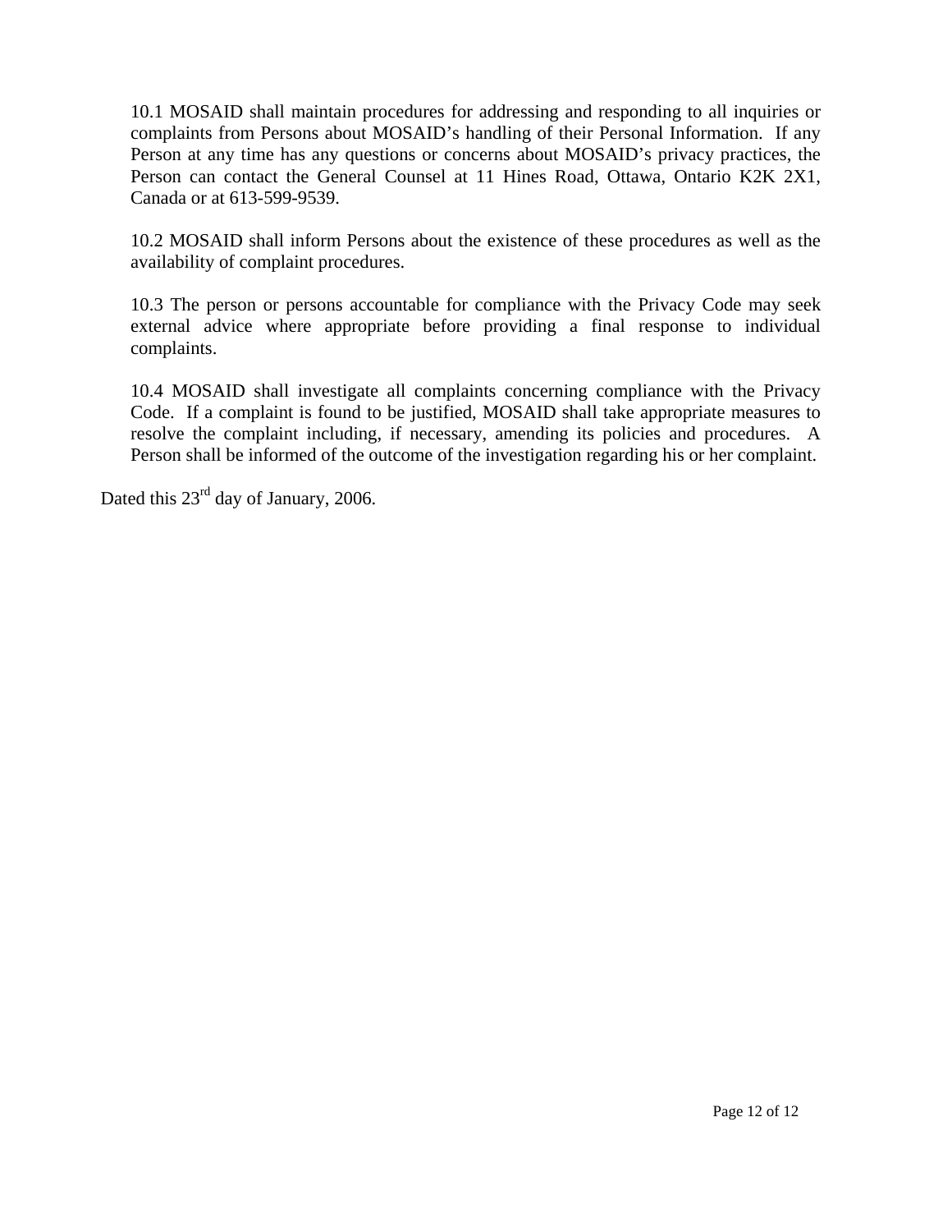10.1 MOSAID shall maintain procedures for addressing and responding to all inquiries or complaints from Persons about MOSAID's handling of their Personal Information. If any Person at any time has any questions or concerns about MOSAID's privacy practices, the Person can contact the General Counsel at 11 Hines Road, Ottawa, Ontario K2K 2X1, Canada or at 613-599-9539.

10.2 MOSAID shall inform Persons about the existence of these procedures as well as the availability of complaint procedures.

10.3 The person or persons accountable for compliance with the Privacy Code may seek external advice where appropriate before providing a final response to individual complaints.

10.4 MOSAID shall investigate all complaints concerning compliance with the Privacy Code. If a complaint is found to be justified, MOSAID shall take appropriate measures to resolve the complaint including, if necessary, amending its policies and procedures. A Person shall be informed of the outcome of the investigation regarding his or her complaint.

Dated this 23rd day of January, 2006.